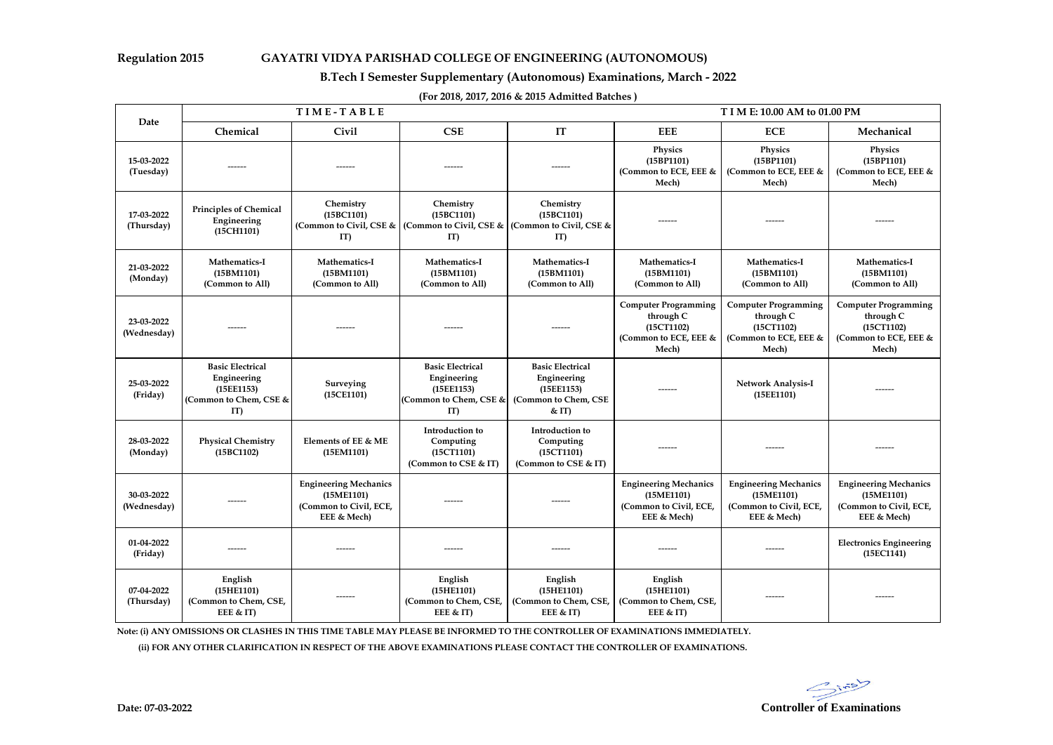**Regulation 2015**

# GAYATRI VIDYA PARISHAD COLLEGE OF ENGINEERING (AUTONOMOUS)

## B.Tech I Semester Supplementary (Autonomous) Examinations, March - 2022

**(For 2018, 2017, 2016 & 2015 Admitted Batches )**

| Date | TIME-TABLE | | | | TIME: 10.00 AM to 01.00 PM | | |
|---|---|---|---|---|---|---|---|
| | **Chemical** | **Civil** | **CSE** | **IT** | **EEE** | **ECE** | **Mechanical** |
| 15-03-2022 (Tuesday) | ------ | ------ | ------ | ------ | Physics (15BP1101) (Common to ECE, EEE & Mech) | Physics (15BP1101) (Common to ECE, EEE & Mech) | Physics (15BP1101) (Common to ECE, EEE & Mech) |
| 17-03-2022 (Thursday) | Principles of Chemical Engineering (15CH1101) | Chemistry (15BC1101) (Common to Civil, CSE & IT) | Chemistry (15BC1101) (Common to Civil, CSE & IT) | Chemistry (15BC1101) (Common to Civil, CSE & IT) | ------ | ------ | ------ |
| 21-03-2022 (Monday) | Mathematics-I (15BM1101) (Common to All) | Mathematics-I (15BM1101) (Common to All) | Mathematics-I (15BM1101) (Common to All) | Mathematics-I (15BM1101) (Common to All) | Mathematics-I (15BM1101) (Common to All) | Mathematics-I (15BM1101) (Common to All) | Mathematics-I (15BM1101) (Common to All) |
| 23-03-2022 (Wednesday) | ------ | ------ | ------ | ------ | Computer Programming through C (15CT1102) (Common to ECE, EEE & Mech) | Computer Programming through C (15CT1102) (Common to ECE, EEE & Mech) | Computer Programming through C (15CT1102) (Common to ECE, EEE & Mech) |
| 25-03-2022 (Friday) | Basic Electrical Engineering (15EE1153) (Common to Chem, CSE & IT) | Surveying (15CE1101) | Basic Electrical Engineering (15EE1153) (Common to Chem, CSE & IT) | Basic Electrical Engineering (15EE1153) (Common to Chem, CSE & IT) | ------ | Network Analysis-I (15EE1101) | ------ |
| 28-03-2022 (Monday) | Physical Chemistry (15BC1102) | Elements of EE & ME (15EM1101) | Introduction to Computing (15CT1101) (Common to CSE & IT) | Introduction to Computing (15CT1101) (Common to CSE & IT) | ------ | ------ | ------ |
| 30-03-2022 (Wednesday) | ------ | Engineering Mechanics (15ME1101) (Common to Civil, ECE, EEE & Mech) | ------ | ------ | Engineering Mechanics (15ME1101) (Common to Civil, ECE, EEE & Mech) | Engineering Mechanics (15ME1101) (Common to Civil, ECE, EEE & Mech) | Engineering Mechanics (15ME1101) (Common to Civil, ECE, EEE & Mech) |
| 01-04-2022 (Friday) | ------ | ------ | ------ | ------ | ------ | ------ | Electronics Engineering (15EC1141) |
| 07-04-2022 (Thursday) | English (15HE1101) (Common to Chem, CSE, EEE & IT) | ------ | English (15HE1101) (Common to Chem, CSE, EEE & IT) | English (15HE1101) (Common to Chem, CSE, EEE & IT) | English (15HE1101) (Common to Chem, CSE, EEE & IT) | ------ | ------ |

**Note: (i) ANY OMISSIONS OR CLASHES IN THIS TIME TABLE MAY PLEASE BE INFORMED TO THE CONTROLLER OF EXAMINATIONS IMMEDIATELY.**

**(ii) FOR ANY OTHER CLARIFICATION IN RESPECT OF THE ABOVE EXAMINATIONS PLEASE CONTACT THE CONTROLLER OF EXAMINATIONS.**

**Date: 07-03-2022**

**Controller of Examinations**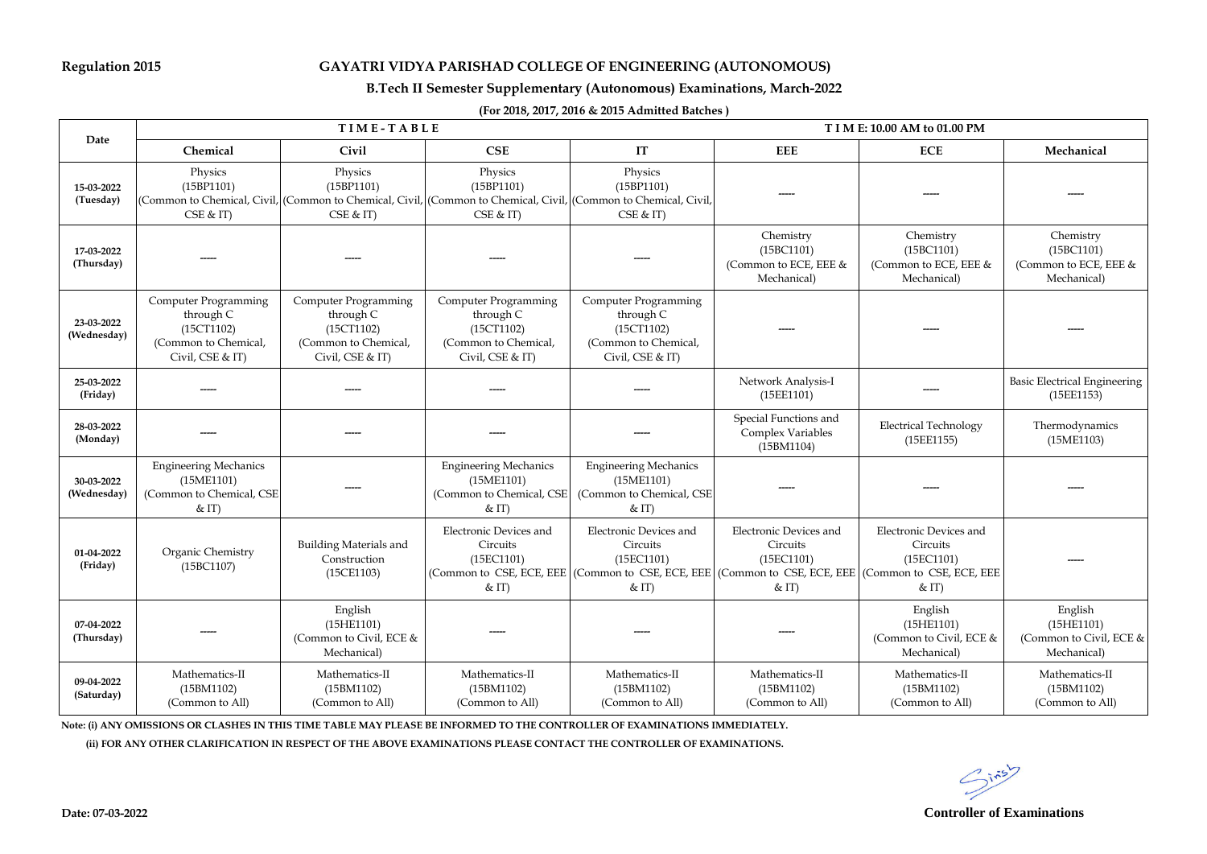**Regulation 2015**

# GAYATRI VIDYA PARISHAD COLLEGE OF ENGINEERING (AUTONOMOUS)

## B.Tech II Semester Supplementary (Autonomous) Examinations, March-2022

**(For 2018, 2017, 2016 & 2015 Admitted Batches )**

| Date | T I M E - T A B L E | | | | T I M E: 10.00 AM to 01.00 PM | | |
|---|---|---|---|---|---|---|---|
| | **Chemical** | **Civil** | **CSE** | **IT** | **EEE** | **ECE** | **Mechanical** |
| **15-03-2022 (Tuesday)** | Physics (15BP1101) (Common to Chemical, Civil, CSE & IT) | Physics (15BP1101) (Common to Chemical, Civil, CSE & IT) | Physics (15BP1101) (Common to Chemical, Civil, CSE & IT) | Physics (15BP1101) (Common to Chemical, Civil, CSE & IT) | ----- | ----- | ----- |
| **17-03-2022 (Thursday)** | ----- | ----- | ----- | ----- | Chemistry (15BC1101) (Common to ECE, EEE & Mechanical) | Chemistry (15BC1101) (Common to ECE, EEE & Mechanical) | Chemistry (15BC1101) (Common to ECE, EEE & Mechanical) |
| **23-03-2022 (Wednesday)** | Computer Programming through C (15CT1102) (Common to Chemical, Civil, CSE & IT) | Computer Programming through C (15CT1102) (Common to Chemical, Civil, CSE & IT) | Computer Programming through C (15CT1102) (Common to Chemical, Civil, CSE & IT) | Computer Programming through C (15CT1102) (Common to Chemical, Civil, CSE & IT) | ----- | ----- | ----- |
| **25-03-2022 (Friday)** | ----- | ----- | ----- | ----- | Network Analysis-I (15EE1101) | ----- | Basic Electrical Engineering (15EE1153) |
| **28-03-2022 (Monday)** | ----- | ----- | ----- | ----- | Special Functions and Complex Variables (15BM1104) | Electrical Technology (15EE1155) | Thermodynamics (15ME1103) |
| **30-03-2022 (Wednesday)** | Engineering Mechanics (15ME1101) (Common to Chemical, CSE & IT) | ----- | Engineering Mechanics (15ME1101) (Common to Chemical, CSE & IT) | Engineering Mechanics (15ME1101) (Common to Chemical, CSE & IT) | ----- | ----- | ----- |
| **01-04-2022 (Friday)** | Organic Chemistry (15BC1107) | Building Materials and Construction (15CE1103) | Electronic Devices and Circuits (15EC1101) (Common to CSE, ECE, EEE & IT) | Electronic Devices and Circuits (15EC1101) (Common to CSE, ECE, EEE & IT) | Electronic Devices and Circuits (15EC1101) (Common to CSE, ECE, EEE & IT) | Electronic Devices and Circuits (15EC1101) (Common to CSE, ECE, EEE & IT) | ----- |
| **07-04-2022 (Thursday)** | ----- | English (15HE1101) (Common to Civil, ECE & Mechanical) | ----- | ----- | ----- | English (15HE1101) (Common to Civil, ECE & Mechanical) | English (15HE1101) (Common to Civil, ECE & Mechanical) |
| **09-04-2022 (Saturday)** | Mathematics-II (15BM1102) (Common to All) | Mathematics-II (15BM1102) (Common to All) | Mathematics-II (15BM1102) (Common to All) | Mathematics-II (15BM1102) (Common to All) | Mathematics-II (15BM1102) (Common to All) | Mathematics-II (15BM1102) (Common to All) | Mathematics-II (15BM1102) (Common to All) |

**Note: (i) ANY OMISSIONS OR CLASHES IN THIS TIME TABLE MAY PLEASE BE INFORMED TO THE CONTROLLER OF EXAMINATIONS IMMEDIATELY.**

**(ii) FOR ANY OTHER CLARIFICATION IN RESPECT OF THE ABOVE EXAMINATIONS PLEASE CONTACT THE CONTROLLER OF EXAMINATIONS.**

**Date: 07-03-2022**

**Controller of Examinations**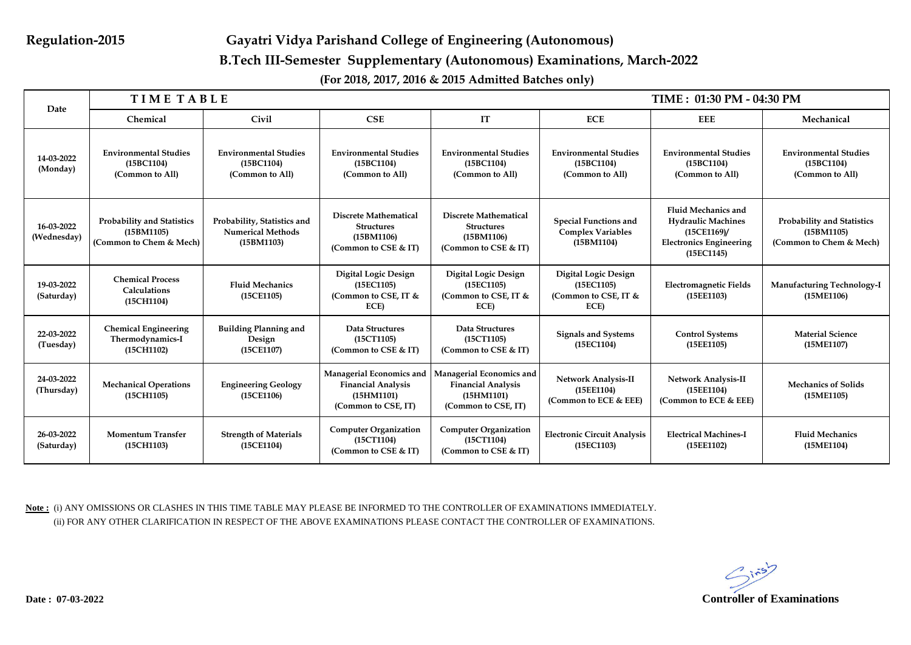**Regulation-2015**

# Gayatri Vidya Parishand College of Engineering (Autonomous)

## B.Tech III-Semester Supplementary (Autonomous) Examinations, March-2022

**(For 2018, 2017, 2016 & 2015 Admitted Batches only)**

| Date | TIME TABLE | | | | | TIME : 01:30 PM - 04:30 PM | |
|---|---|---|---|---|---|---|---|
| | Chemical | Civil | CSE | IT | ECE | EEE | Mechanical |
| 14-03-2022 (Monday) | Environmental Studies (15BC1104) (Common to All) | Environmental Studies (15BC1104) (Common to All) | Environmental Studies (15BC1104) (Common to All) | Environmental Studies (15BC1104) (Common to All) | Environmental Studies (15BC1104) (Common to All) | Environmental Studies (15BC1104) (Common to All) | Environmental Studies (15BC1104) (Common to All) |
| 16-03-2022 (Wednesday) | Probability and Statistics (15BM1105) (Common to Chem & Mech) | Probability, Statistics and Numerical Methods (15BM1103) | Discrete Mathematical Structures (15BM1106) (Common to CSE & IT) | Discrete Mathematical Structures (15BM1106) (Common to CSE & IT) | Special Functions and Complex Variables (15BM1104) | Fluid Mechanics and Hydraulic Machines (15CE1169)/ Electronics Engineering (15EC1145) | Probability and Statistics (15BM1105) (Common to Chem & Mech) |
| 19-03-2022 (Saturday) | Chemical Process Calculations (15CH1104) | Fluid Mechanics (15CE1105) | Digital Logic Design (15EC1105) (Common to CSE, IT & ECE) | Digital Logic Design (15EC1105) (Common to CSE, IT & ECE) | Digital Logic Design (15EC1105) (Common to CSE, IT & ECE) | Electromagnetic Fields (15EE1103) | Manufacturing Technology-I (15ME1106) |
| 22-03-2022 (Tuesday) | Chemical Engineering Thermodynamics-I (15CH1102) | Building Planning and Design (15CE1107) | Data Structures (15CT1105) (Common to CSE & IT) | Data Structures (15CT1105) (Common to CSE & IT) | Signals and Systems (15EC1104) | Control Systems (15EE1105) | Material Science (15ME1107) |
| 24-03-2022 (Thursday) | Mechanical Operations (15CH1105) | Engineering Geology (15CE1106) | Managerial Economics and Financial Analysis (15HM1101) (Common to CSE, IT) | Managerial Economics and Financial Analysis (15HM1101) (Common to CSE, IT) | Network Analysis-II (15EE1104) (Common to ECE & EEE) | Network Analysis-II (15EE1104) (Common to ECE & EEE) | Mechanics of Solids (15ME1105) |
| 26-03-2022 (Saturday) | Momentum Transfer (15CH1103) | Strength of Materials (15CE1104) | Computer Organization (15CT1104) (Common to CSE & IT) | Computer Organization (15CT1104) (Common to CSE & IT) | Electronic Circuit Analysis (15EC1103) | Electrical Machines-I (15EE1102) | Fluid Mechanics (15ME1104) |

**Note :** (i) ANY OMISSIONS OR CLASHES IN THIS TIME TABLE MAY PLEASE BE INFORMED TO THE CONTROLLER OF EXAMINATIONS IMMEDIATELY.
(ii) FOR ANY OTHER CLARIFICATION IN RESPECT OF THE ABOVE EXAMINATIONS PLEASE CONTACT THE CONTROLLER OF EXAMINATIONS.

**Date : 07-03-2022**

**Controller of Examinations**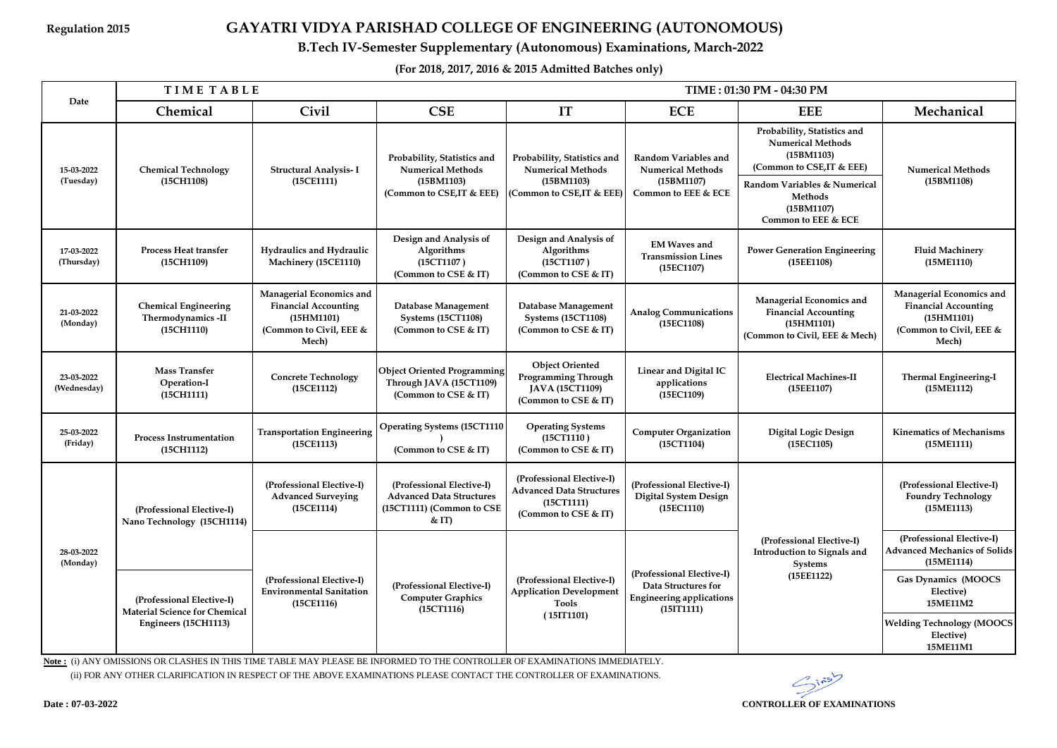Regulation 2015

# GAYATRI VIDYA PARISHAD COLLEGE OF ENGINEERING (AUTONOMOUS)

## B.Tech IV-Semester Supplementary (Autonomous) Examinations, March-2022

**(For 2018, 2017, 2016 & 2015 Admitted Batches only)**

**TIME TABLE** — **TIME : 01:30 PM - 04:30 PM**

| Date | Chemical | Civil | CSE | IT | ECE | EEE | Mechanical |
|---|---|---|---|---|---|---|---|
| 15-03-2022 (Tuesday) | Chemical Technology (15CH1108) | Structural Analysis- I (15CE1111) | Probability, Statistics and Numerical Methods (15BM1103) (Common to CSE,IT & EEE) | Probability, Statistics and Numerical Methods (15BM1103) (Common to CSE,IT & EEE) | Random Variables and Numerical Methods (15BM1107) Common to EEE & ECE | Probability, Statistics and Numerical Methods (15BM1103) (Common to CSE,IT & EEE); Random Variables & Numerical Methods (15BM1107) Common to EEE & ECE | Numerical Methods (15BM1108) |
| 17-03-2022 (Thursday) | Process Heat transfer (15CH1109) | Hydraulics and Hydraulic Machinery (15CE1110) | Design and Analysis of Algorithms (15CT1107 ) (Common to CSE & IT) | Design and Analysis of Algorithms (15CT1107 ) (Common to CSE & IT) | EM Waves and Transmission Lines (15EC1107) | Power Generation Engineering (15EE1108) | Fluid Machinery (15ME1110) |
| 21-03-2022 (Monday) | Chemical Engineering Thermodynamics -II (15CH1110) | Managerial Economics and Financial Accounting (15HM1101) (Common to Civil, EEE & Mech) | Database Management Systems (15CT1108) (Common to CSE & IT) | Database Management Systems (15CT1108) (Common to CSE & IT) | Analog Communications (15EC1108) | Managerial Economics and Financial Accounting (15HM1101) (Common to Civil, EEE & Mech) | Managerial Economics and Financial Accounting (15HM1101) (Common to Civil, EEE & Mech) |
| 23-03-2022 (Wednesday) | Mass Transfer Operation-I (15CH1111) | Concrete Technology (15CE1112) | Object Oriented Programming Through JAVA (15CT1109) (Common to CSE & IT) | Object Oriented Programming Through JAVA (15CT1109) (Common to CSE & IT) | Linear and Digital IC applications (15EC1109) | Electrical Machines-II (15EE1107) | Thermal Engineering-I (15ME1112) |
| 25-03-2022 (Friday) | Process Instrumentation (15CH1112) | Transportation Engineering (15CE1113) | Operating Systems (15CT1110 ) (Common to CSE & IT) | Operating Systems (15CT1110 ) (Common to CSE & IT) | Computer Organization (15CT1104) | Digital Logic Design (15EC1105) | Kinematics of Mechanisms (15ME1111) |
| 28-03-2022 (Monday) | (Professional Elective-I) Nano Technology (15CH1114); (Professional Elective-I) Material Science for Chemical Engineers (15CH1113) | (Professional Elective-I) Advanced Surveying (15CE1114); (Professional Elective-I) Environmental Sanitation (15CE1116) | (Professional Elective-I) Advanced Data Structures (15CT1111) (Common to CSE & IT); (Professional Elective-I) Computer Graphics (15CT1116) | (Professional Elective-I) Advanced Data Structures (15CT1111) (Common to CSE & IT); (Professional Elective-I) Application Development Tools ( 15IT1101) | (Professional Elective-I) Digital System Design (15EC1110); (Professional Elective-I) Data Structures for Engineering applications (15IT1111) | (Professional Elective-I) Introduction to Signals and Systems (15EE1122) | (Professional Elective-I) Foundry Technology (15ME1113); (Professional Elective-I) Advanced Mechanics of Solids (15ME1114); Gas Dynamics (MOOCS Elective) 15ME11M2; Welding Technology (MOOCS Elective) 15ME11M1 |

**Note :** (i) ANY OMISSIONS OR CLASHES IN THIS TIME TABLE MAY PLEASE BE INFORMED TO THE CONTROLLER OF EXAMINATIONS IMMEDIATELY.

(ii) FOR ANY OTHER CLARIFICATION IN RESPECT OF THE ABOVE EXAMINATIONS PLEASE CONTACT THE CONTROLLER OF EXAMINATIONS.

**Date : 07-03-2022**

**CONTROLLER OF EXAMINATIONS**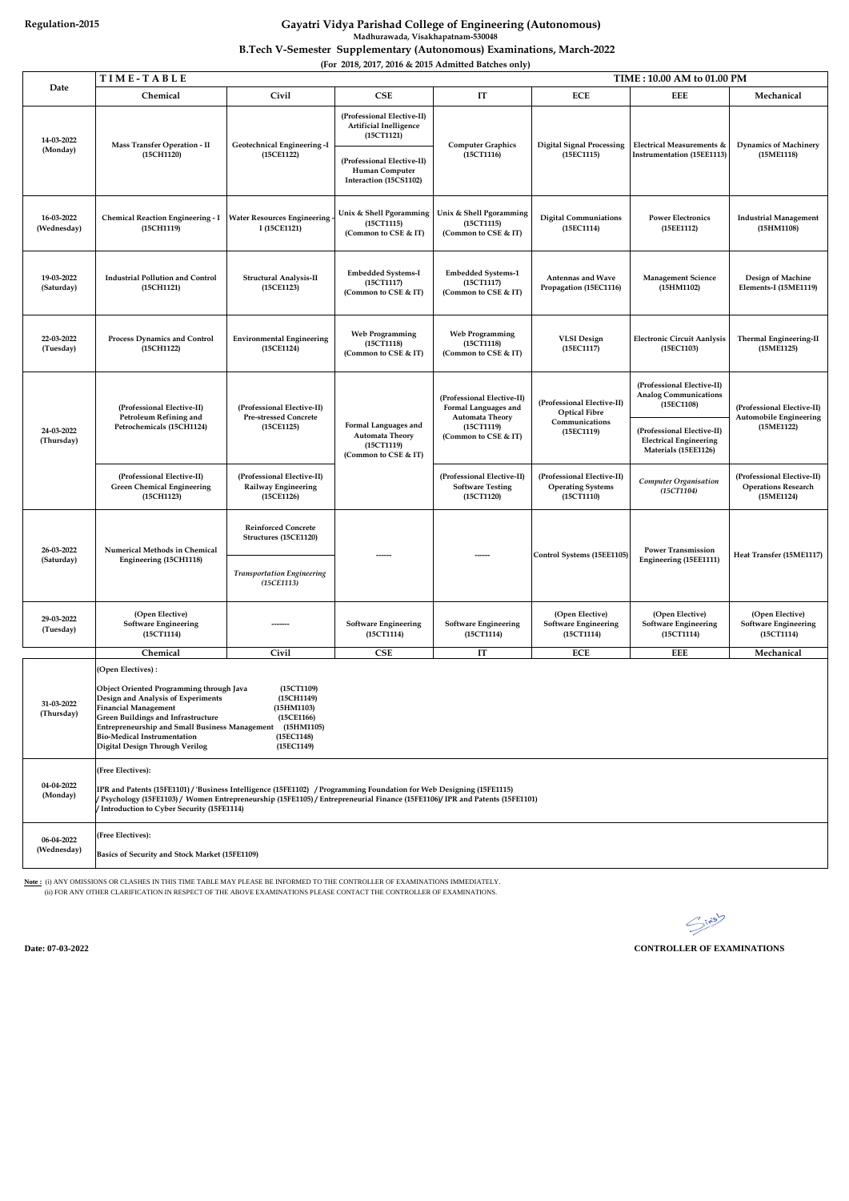Regulation-2015

# Gayatri Vidya Parishad College of Engineering (Autonomous)

Madhurawada, Visakhapatnam-530048

## B.Tech V-Semester Supplementary (Autonomous) Examinations, March-2022

(For 2018, 2017, 2016 & 2015 Admitted Batches only)

| Date | TIME-TABLE | | | | | TIME : 10.00 AM to 01.00 PM | |
|---|---|---|---|---|---|---|---|
| | Chemical | Civil | CSE | IT | ECE | EEE | Mechanical |
| 14-03-2022 (Monday) | Mass Transfer Operation - II (15CH1120) | Geotechnical Engineering -I (15CE1122) | (Professional Elective-II) Artificial Inelligence (15CT1121)<br>(Professional Elective-II) Human Computer Interaction (15CS1102) | Computer Graphics (15CT1116) | Digital Signal Processing (15EC1115) | Electrical Measurements & Instrumentation (15EE1113) | Dynamics of Machinery (15ME1118) |
| 16-03-2022 (Wednesday) | Chemical Reaction Engineering - I (15CH1119) | Water Resources Engineering - I (15CE1121) | Unix & Shell Pgoramming (15CT1115) (Common to CSE & IT) | Unix & Shell Pgoramming (15CT1115) (Common to CSE & IT) | Digital Communiations (15EC1114) | Power Electronics (15EE1112) | Industrial Management (15HM1108) |
| 19-03-2022 (Saturday) | Industrial Pollution and Control (15CH1121) | Structural Analysis-II (15CE1123) | Embedded Systems-I (15CT1117) (Common to CSE & IT) | Embedded Systems-1 (15CT1117) (Common to CSE & IT) | Antennas and Wave Propagation (15EC1116) | Management Science (15HM1102) | Design of Machine Elements-I (15ME1119) |
| 22-03-2022 (Tuesday) | Process Dynamics and Control (15CH1122) | Environmental Engineering (15CE1124) | Web Programming (15CT1118) (Common to CSE & IT) | Web Programming (15CT1118) (Common to CSE & IT) | VLSI Design (15EC1117) | Electronic Circuit Aanlysis (15EC1103) | Thermal Engineering-II (15ME1125) |
| 24-03-2022 (Thursday) | (Professional Elective-II) Petroleum Refining and Petrochemicals (15CH1124)<br>(Professional Elective-II) Green Chemical Engineering (15CH1123) | (Professional Elective-II) Pre-stressed Concrete (15CE1125)<br>(Professional Elective-II) Railway Engineering (15CE1126) | Formal Languages and Automata Theory (15CT1119) (Common to CSE & IT) | (Professional Elective-II) Formal Languages and Automata Theory (15CT1119) (Common to CSE & IT)<br>(Professional Elective-II) Software Testing (15CT1120) | (Professional Elective-II) Optical Fibre Communications (15EC1119)<br>(Professional Elective-II) Operating Systems (15CT1110) | (Professional Elective-II) Analog Communications (15EC1108)<br>(Professional Elective-II) Electrical Engineering Materials (15EE1126)<br>*Computer Organisation (15CT1104)* | (Professional Elective-II) Automobile Engineering (15ME1122)<br>(Professional Elective-II) Operations Research (15ME1124) |
| 26-03-2022 (Saturday) | Numerical Methods in Chemical Engineering (15CH1118) | Reinforced Concrete Structures (15CE1120)<br>*Transportation Engineering (15CE1113)* | ------ | ------ | Control Systems (15EE1105) | Power Transmission Engineering (15EE1111) | Heat Transfer (15ME1117) |
| 29-03-2022 (Tuesday) | (Open Elective) Software Engineering (15CT1114) | ------- | Software Engineering (15CT1114) | Software Engineering (15CT1114) | (Open Elective) Software Engineering (15CT1114) | (Open Elective) Software Engineering (15CT1114) | (Open Elective) Software Engineering (15CT1114) |
| | Chemical | Civil | CSE | IT | ECE | EEE | Mechanical |
| 31-03-2022 (Thursday) | (Open Electives) :<br>Object Oriented Programming through Java (15CT1109)<br>Design and Analysis of Experiments (15CH1149)<br>Financial Management (15HM1103)<br>Green Buildings and Infrastructure (15CE1166)<br>Entrepreneurship and Small Business Management (15HM1105)<br>Bio-Medical Instrumentation (15EC1148)<br>Digital Design Through Verilog (15EC1149) | | | | | | |
| 04-04-2022 (Monday) | (Free Electives):<br>IPR and Patents (15FE1101) / 'Business Intelligence (15FE1102) / Programming Foundation for Web Designing (15FE1115) / Psychology (15FE1103) / Women Entrepreneurship (15FE1105) / Entrepreneurial Finance (15FE1106)/ IPR and Patents (15FE1101) / Introduction to Cyber Security (15FE1114) | | | | | | |
| 06-04-2022 (Wednesday) | (Free Electives):<br>Basics of Security and Stock Market (15FE1109) | | | | | | |

**Note :** (i) ANY OMISSIONS OR CLASHES IN THIS TIME TABLE MAY PLEASE BE INFORMED TO THE CONTROLLER OF EXAMINATIONS IMMEDIATELY.
(ii) FOR ANY OTHER CLARIFICATION IN RESPECT OF THE ABOVE EXAMINATIONS PLEASE CONTACT THE CONTROLLER OF EXAMINATIONS.

Date: 07-03-2022

CONTROLLER OF EXAMINATIONS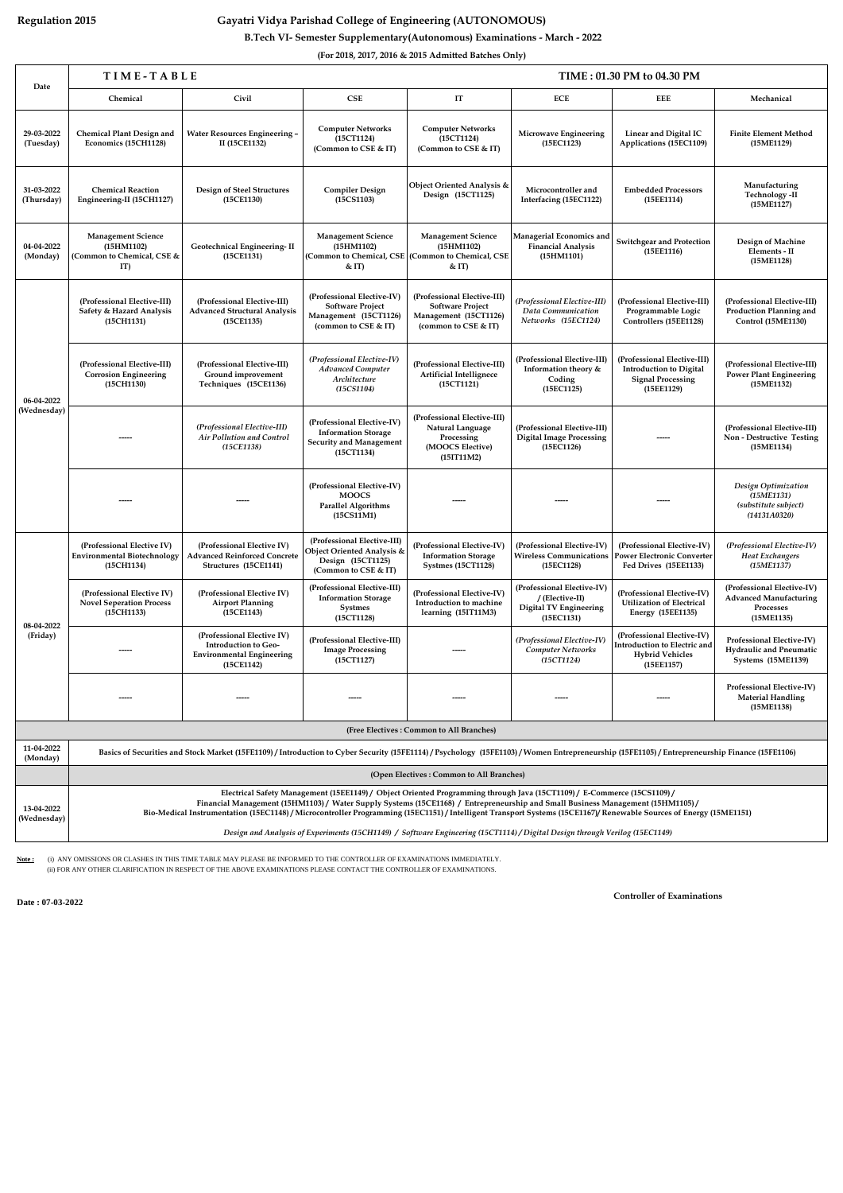Regulation 2015

# Gayatri Vidya Parishad College of Engineering (AUTONOMOUS)

**B.Tech VI- Semester Supplementary(Autonomous) Examinations - March - 2022**

**(For 2018, 2017, 2016 & 2015 Admitted Batches Only)**

| Date | TIME-TABLE | | | | TIME : 01.30 PM to 04.30 PM | | |
|---|---|---|---|---|---|---|---|
| | Chemical | Civil | CSE | IT | ECE | EEE | Mechanical |
| 29-03-2022 (Tuesday) | Chemical Plant Design and Economics (15CH1128) | Water Resources Engineering – II (15CE1132) | Computer Networks (15CT1124) (Common to CSE & IT) | Computer Networks (15CT1124) (Common to CSE & IT) | Microwave Engineering (15EC1123) | Linear and Digital IC Applications (15EC1109) | Finite Element Method (15ME1129) |
| 31-03-2022 (Thursday) | Chemical Reaction Engineering-II (15CH1127) | Design of Steel Structures (15CE1130) | Compiler Design (15CS1103) | Object Oriented Analysis & Design (15CT1125) | Microcontroller and Interfacing (15EC1122) | Embedded Processors (15EE1114) | Manufacturing Technology -II (15ME1127) |
| 04-04-2022 (Monday) | Management Science (15HM1102) (Common to Chemical, CSE & IT) | Geotechnical Engineering- II (15CE1131) | Management Science (15HM1102) (Common to Chemical, CSE & IT) | Management Science (15HM1102) (Common to Chemical, CSE & IT) | Managerial Economics and Financial Analysis (15HM1101) | Switchgear and Protection (15EE1116) | Design of Machine Elements - II (15ME1128) |
| 06-04-2022 (Wednesday) | (Professional Elective-III) Safety & Hazard Analysis (15CH1131) | (Professional Elective-III) Advanced Structural Analysis (15CE1135) | (Professional Elective-IV) Software Project Management (15CT1126) (common to CSE & IT) | (Professional Elective-III) Software Project Management (15CT1126) (common to CSE & IT) | *(Professional Elective-III) Data Communication Networks (15EC1124)* | (Professional Elective-III) Programmable Logic Controllers (15EE1128) | (Professional Elective-III) Production Planning and Control (15ME1130) |
| | (Professional Elective-III) Corrosion Engineering (15CH1130) | (Professional Elective-III) Ground improvement Techniques (15CE1136) | *(Professional Elective-IV) Advanced Computer Architecture (15CS1104)* | (Professional Elective-III) Artificial Intellignece (15CT1121) | (Professional Elective-III) Information theory & Coding (15EC1125) | (Professional Elective-III) Introduction to Digital Signal Processing (15EE1129) | (Professional Elective-III) Power Plant Engineering (15ME1132) |
| | ----- | *(Professional Elective-III) Air Pollution and Control (15CE1138)* | (Professional Elective-IV) Information Storage Security and Management (15CT1134) | (Professional Elective-III) Natural Language Processing (MOOCS Elective) (15IT11M2) | (Professional Elective-III) Digital Image Processing (15EC1126) | ----- | (Professional Elective-III) Non - Destructive Testing (15ME1134) |
| | ----- | ----- | (Professional Elective-IV) MOOCS Parallel Algorithms (15CS11M1) | ----- | ----- | ----- | *Design Optimization (15ME1131) (substitute subject) (14131A0320)* |
| 08-04-2022 (Friday) | (Professional Elective IV) Environmental Biotechnology (15CH1134) | (Professional Elective IV) Advanced Reinforced Concrete Structures (15CE1141) | (Professional Elective-III) Object Oriented Analysis & Design (15CT1125) (Common to CSE & IT) | (Professional Elective-IV) Information Storage Systmes (15CT1128) | (Professional Elective-IV) Wireless Communications (15EC1128) | (Professional Elective-IV) Power Electronic Converter Fed Drives (15EE1133) | *(Professional Elective-IV) Heat Exchangers (15ME1137)* |
| | (Professional Elective IV) Novel Seperation Process (15CH1133) | (Professional Elective IV) Airport Planning (15CE1143) | (Professional Elective-III) Information Storage Systmes (15CT1128) | (Professional Elective-IV) Introduction to machine learning (15IT11M3) | (Professional Elective-IV) / (Elective-II) Digital TV Engineering (15EC1131) | (Professional Elective-IV) Utilization of Electrical Energy (15EE1135) | (Professional Elective-IV) Advanced Manufacturing Processes (15ME1135) |
| | ----- | (Professional Elective IV) Introduction to Geo-Environmental Engineering (15CE1142) | (Professional Elective-III) Image Processing (15CT1127) | ----- | *(Professional Elective-IV) Computer Networks (15CT1124)* | (Professional Elective-IV) Introduction to Electric and Hybrid Vehicles (15EE1157) | Professional Elective-IV) Hydraulic and Pneumatic Systems (15ME1139) |
| | ----- | ----- | ----- | ----- | ----- | ----- | Professional Elective-IV) Material Handling (15ME1138) |
| | (Free Electives : Common to All Branches) | | | | | | |
| 11-04-2022 (Monday) | Basics of Securities and Stock Market (15FE1109) / Introduction to Cyber Security (15FE1114) / Psychology (15FE1103) / Women Entrepreneurship (15FE1105) / Entrepreneurship Finance (15FE1106) | | | | | | |
| | (Open Electives : Common to All Branches) | | | | | | |
| 13-04-2022 (Wednesday) | Electrical Safety Management (15EE1149) / Object Oriented Programming through Java (15CT1109) / E-Commerce (15CS1109) / Financial Management (15HM1103) / Water Supply Systems (15CE1168) / Entrepreneurship and Small Business Management (15HM1105) / Bio-Medical Instrumentation (15EC1148) / Microcontroller Programming (15EC1151) / Intelligent Transport Systems (15CE1167)/ Renewable Sources of Energy (15ME1151) *Design and Analysis of Experiments (15CH1149) / Software Engineering (15CT1114) / Digital Design through Verilog (15EC1149)* | | | | | | |

**Note :** (i) ANY OMISSIONS OR CLASHES IN THIS TIME TABLE MAY PLEASE BE INFORMED TO THE CONTROLLER OF EXAMINATIONS IMMEDIATELY.
(ii) FOR ANY OTHER CLARIFICATION IN RESPECT OF THE ABOVE EXAMINATIONS PLEASE CONTACT THE CONTROLLER OF EXAMINATIONS.

**Date : 07-03-2022**

**Controller of Examinations**